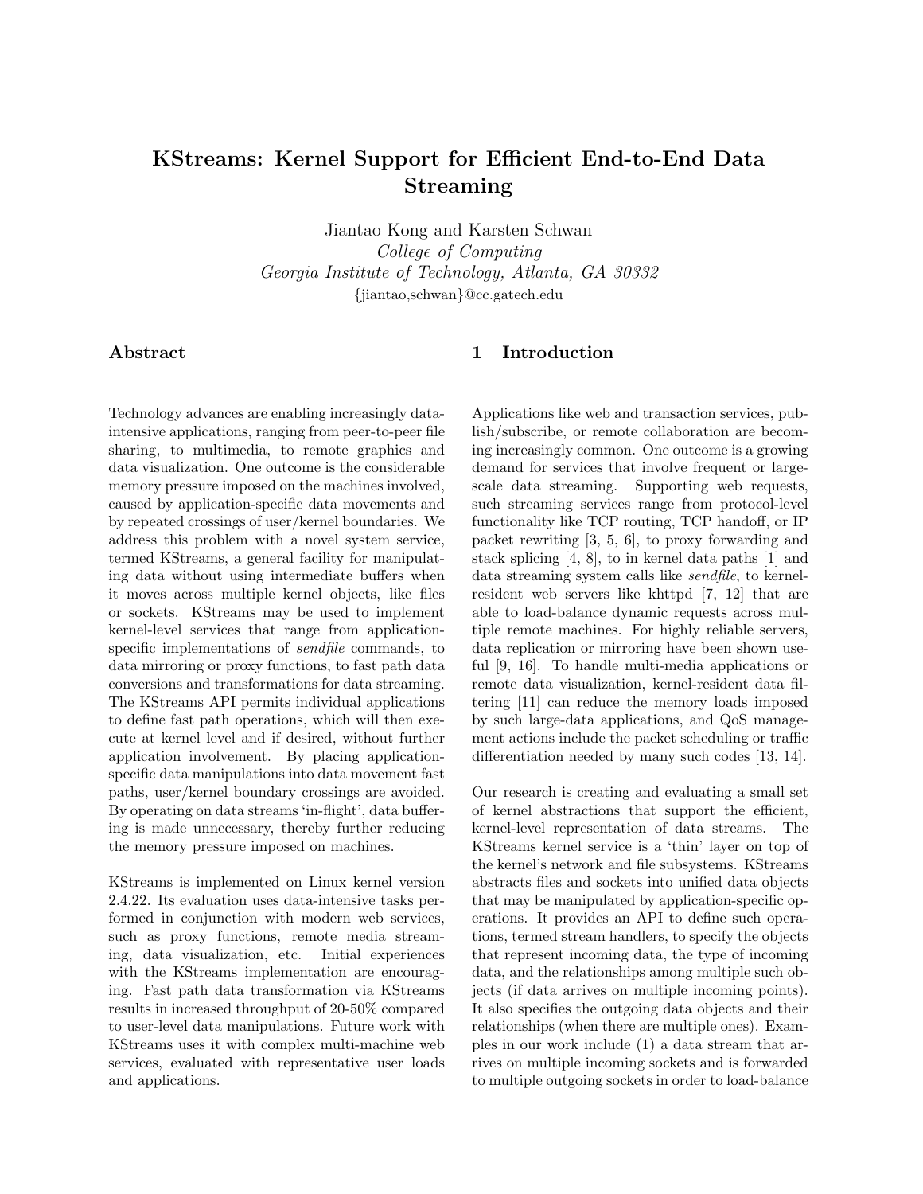# KStreams: Kernel Support for Efficient End-to-End Data Streaming

Jiantao Kong and Karsten Schwan
*College of Computing*
*Georgia Institute of Technology, Atlanta, GA 30332*
{jiantao,schwan}@cc.gatech.edu

## Abstract

Technology advances are enabling increasingly data-intensive applications, ranging from peer-to-peer file sharing, to multimedia, to remote graphics and data visualization. One outcome is the considerable memory pressure imposed on the machines involved, caused by application-specific data movements and by repeated crossings of user/kernel boundaries. We address this problem with a novel system service, termed KStreams, a general facility for manipulating data without using intermediate buffers when it moves across multiple kernel objects, like files or sockets. KStreams may be used to implement kernel-level services that range from application-specific implementations of *sendfile* commands, to data mirroring or proxy functions, to fast path data conversions and transformations for data streaming. The KStreams API permits individual applications to define fast path operations, which will then execute at kernel level and if desired, without further application involvement. By placing application-specific data manipulations into data movement fast paths, user/kernel boundary crossings are avoided. By operating on data streams 'in-flight', data buffering is made unnecessary, thereby further reducing the memory pressure imposed on machines.

KStreams is implemented on Linux kernel version 2.4.22. Its evaluation uses data-intensive tasks performed in conjunction with modern web services, such as proxy functions, remote media streaming, data visualization, etc. Initial experiences with the KStreams implementation are encouraging. Fast path data transformation via KStreams results in increased throughput of 20-50% compared to user-level data manipulations. Future work with KStreams uses it with complex multi-machine web services, evaluated with representative user loads and applications.

## 1 Introduction

Applications like web and transaction services, publish/subscribe, or remote collaboration are becoming increasingly common. One outcome is a growing demand for services that involve frequent or large-scale data streaming. Supporting web requests, such streaming services range from protocol-level functionality like TCP routing, TCP handoff, or IP packet rewriting [3, 5, 6], to proxy forwarding and stack splicing [4, 8], to in kernel data paths [1] and data streaming system calls like *sendfile*, to kernel-resident web servers like khttpd [7, 12] that are able to load-balance dynamic requests across multiple remote machines. For highly reliable servers, data replication or mirroring have been shown useful [9, 16]. To handle multi-media applications or remote data visualization, kernel-resident data filtering [11] can reduce the memory loads imposed by such large-data applications, and QoS management actions include the packet scheduling or traffic differentiation needed by many such codes [13, 14].

Our research is creating and evaluating a small set of kernel abstractions that support the efficient, kernel-level representation of data streams. The KStreams kernel service is a 'thin' layer on top of the kernel's network and file subsystems. KStreams abstracts files and sockets into unified data objects that may be manipulated by application-specific operations. It provides an API to define such operations, termed stream handlers, to specify the objects that represent incoming data, the type of incoming data, and the relationships among multiple such objects (if data arrives on multiple incoming points). It also specifies the outgoing data objects and their relationships (when there are multiple ones). Examples in our work include (1) a data stream that arrives on multiple incoming sockets and is forwarded to multiple outgoing sockets in order to load-balance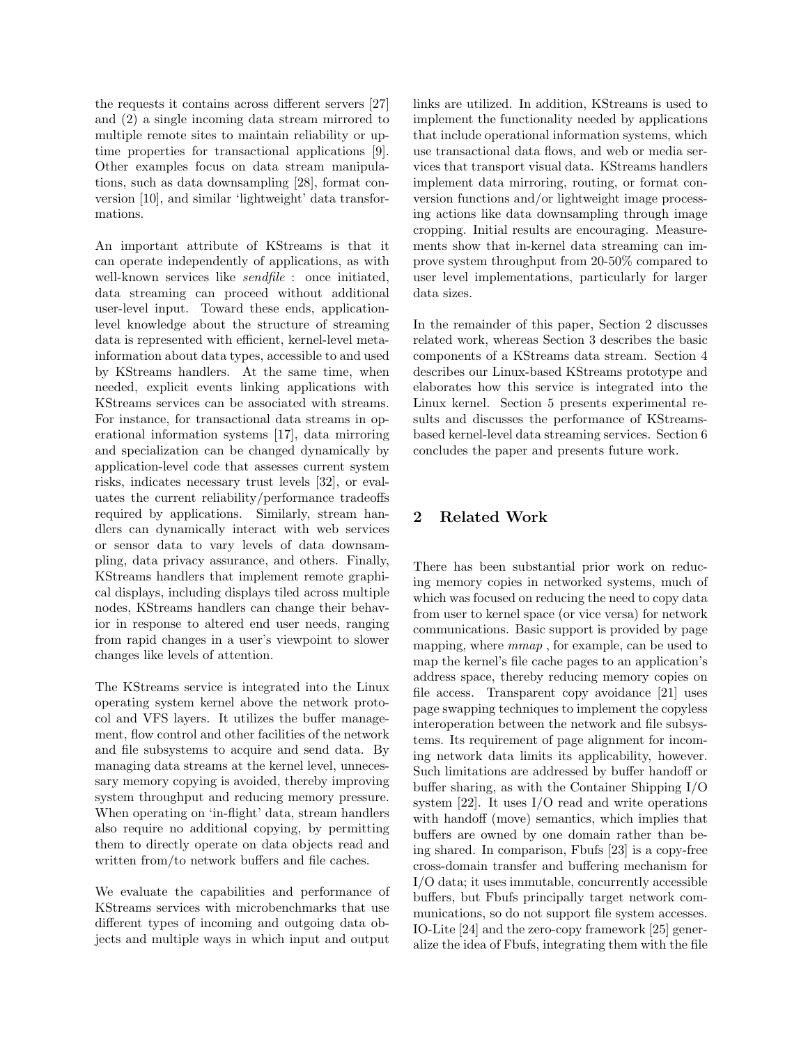the requests it contains across different servers [27] and (2) a single incoming data stream mirrored to multiple remote sites to maintain reliability or uptime properties for transactional applications [9]. Other examples focus on data stream manipulations, such as data downsampling [28], format conversion [10], and similar 'lightweight' data transformations.

An important attribute of KStreams is that it can operate independently of applications, as with well-known services like *sendfile* : once initiated, data streaming can proceed without additional user-level input. Toward these ends, application-level knowledge about the structure of streaming data is represented with efficient, kernel-level meta-information about data types, accessible to and used by KStreams handlers. At the same time, when needed, explicit events linking applications with KStreams services can be associated with streams. For instance, for transactional data streams in operational information systems [17], data mirroring and specialization can be changed dynamically by application-level code that assesses current system risks, indicates necessary trust levels [32], or evaluates the current reliability/performance tradeoffs required by applications. Similarly, stream handlers can dynamically interact with web services or sensor data to vary levels of data downsampling, data privacy assurance, and others. Finally, KStreams handlers that implement remote graphical displays, including displays tiled across multiple nodes, KStreams handlers can change their behavior in response to altered end user needs, ranging from rapid changes in a user's viewpoint to slower changes like levels of attention.

The KStreams service is integrated into the Linux operating system kernel above the network protocol and VFS layers. It utilizes the buffer management, flow control and other facilities of the network and file subsystems to acquire and send data. By managing data streams at the kernel level, unnecessary memory copying is avoided, thereby improving system throughput and reducing memory pressure. When operating on 'in-flight' data, stream handlers also require no additional copying, by permitting them to directly operate on data objects read and written from/to network buffers and file caches.

We evaluate the capabilities and performance of KStreams services with microbenchmarks that use different types of incoming and outgoing data objects and multiple ways in which input and output links are utilized. In addition, KStreams is used to implement the functionality needed by applications that include operational information systems, which use transactional data flows, and web or media services that transport visual data. KStreams handlers implement data mirroring, routing, or format conversion functions and/or lightweight image processing actions like data downsampling through image cropping. Initial results are encouraging. Measurements show that in-kernel data streaming can improve system throughput from 20-50% compared to user level implementations, particularly for larger data sizes.

In the remainder of this paper, Section 2 discusses related work, whereas Section 3 describes the basic components of a KStreams data stream. Section 4 describes our Linux-based KStreams prototype and elaborates how this service is integrated into the Linux kernel. Section 5 presents experimental results and discusses the performance of KStreams-based kernel-level data streaming services. Section 6 concludes the paper and presents future work.

## 2 Related Work

There has been substantial prior work on reducing memory copies in networked systems, much of which was focused on reducing the need to copy data from user to kernel space (or vice versa) for network communications. Basic support is provided by page mapping, where *mmap* , for example, can be used to map the kernel's file cache pages to an application's address space, thereby reducing memory copies on file access. Transparent copy avoidance [21] uses page swapping techniques to implement the copyless interoperation between the network and file subsystems. Its requirement of page alignment for incoming network data limits its applicability, however. Such limitations are addressed by buffer handoff or buffer sharing, as with the Container Shipping I/O system [22]. It uses I/O read and write operations with handoff (move) semantics, which implies that buffers are owned by one domain rather than being shared. In comparison, Fbufs [23] is a copy-free cross-domain transfer and buffering mechanism for I/O data; it uses immutable, concurrently accessible buffers, but Fbufs principally target network communications, so do not support file system accesses. IO-Lite [24] and the zero-copy framework [25] generalize the idea of Fbufs, integrating them with the file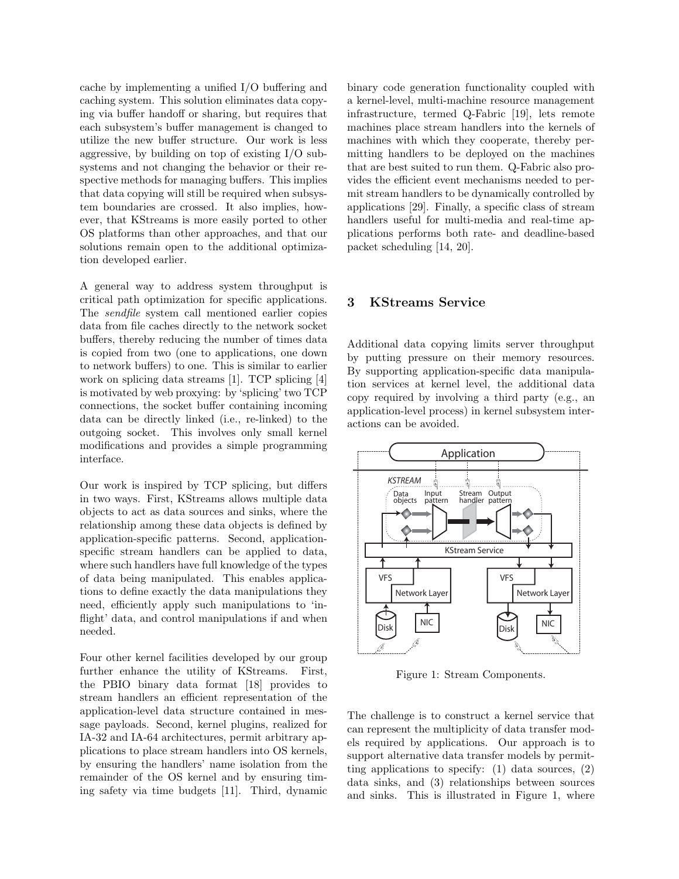cache by implementing a unified I/O buffering and caching system. This solution eliminates data copying via buffer handoff or sharing, but requires that each subsystem's buffer management is changed to utilize the new buffer structure. Our work is less aggressive, by building on top of existing I/O subsystems and not changing the behavior or their respective methods for managing buffers. This implies that data copying will still be required when subsystem boundaries are crossed. It also implies, however, that KStreams is more easily ported to other OS platforms than other approaches, and that our solutions remain open to the additional optimization developed earlier.

A general way to address system throughput is critical path optimization for specific applications. The *sendfile* system call mentioned earlier copies data from file caches directly to the network socket buffers, thereby reducing the number of times data is copied from two (one to applications, one down to network buffers) to one. This is similar to earlier work on splicing data streams [1]. TCP splicing [4] is motivated by web proxying: by 'splicing' two TCP connections, the socket buffer containing incoming data can be directly linked (i.e., re-linked) to the outgoing socket. This involves only small kernel modifications and provides a simple programming interface.

Our work is inspired by TCP splicing, but differs in two ways. First, KStreams allows multiple data objects to act as data sources and sinks, where the relationship among these data objects is defined by application-specific patterns. Second, application-specific stream handlers can be applied to data, where such handlers have full knowledge of the types of data being manipulated. This enables applications to define exactly the data manipulations they need, efficiently apply such manipulations to 'in-flight' data, and control manipulations if and when needed.

Four other kernel facilities developed by our group further enhance the utility of KStreams. First, the PBIO binary data format [18] provides to stream handlers an efficient representation of the application-level data structure contained in message payloads. Second, kernel plugins, realized for IA-32 and IA-64 architectures, permit arbitrary applications to place stream handlers into OS kernels, by ensuring the handlers' name isolation from the remainder of the OS kernel and by ensuring timing safety via time budgets [11]. Third, dynamic binary code generation functionality coupled with a kernel-level, multi-machine resource management infrastructure, termed Q-Fabric [19], lets remote machines place stream handlers into the kernels of machines with which they cooperate, thereby permitting handlers to be deployed on the machines that are best suited to run them. Q-Fabric also provides the efficient event mechanisms needed to permit stream handlers to be dynamically controlled by applications [29]. Finally, a specific class of stream handlers useful for multi-media and real-time applications performs both rate- and deadline-based packet scheduling [14, 20].

## 3 KStreams Service

Additional data copying limits server throughput by putting pressure on their memory resources. By supporting application-specific data manipulation services at kernel level, the additional data copy required by involving a third party (e.g., an application-level process) in kernel subsystem interactions can be avoided.

Figure 1: Stream Components.

The challenge is to construct a kernel service that can represent the multiplicity of data transfer models required by applications. Our approach is to support alternative data transfer models by permitting applications to specify: (1) data sources, (2) data sinks, and (3) relationships between sources and sinks. This is illustrated in Figure 1, where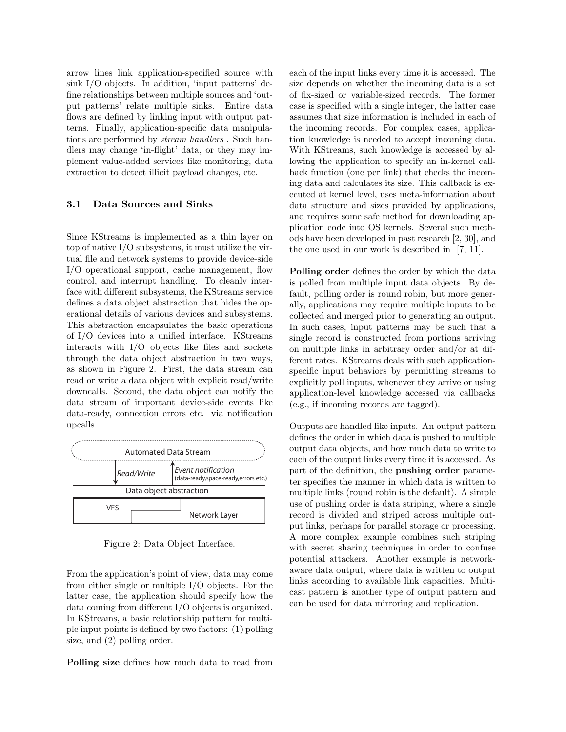arrow lines link application-specified source with sink I/O objects. In addition, 'input patterns' define relationships between multiple sources and 'output patterns' relate multiple sinks. Entire data flows are defined by linking input with output patterns. Finally, application-specific data manipulations are performed by *stream handlers* . Such handlers may change 'in-flight' data, or they may implement value-added services like monitoring, data extraction to detect illicit payload changes, etc.

### 3.1 Data Sources and Sinks

Since KStreams is implemented as a thin layer on top of native I/O subsystems, it must utilize the virtual file and network systems to provide device-side I/O operational support, cache management, flow control, and interrupt handling. To cleanly interface with different subsystems, the KStreams service defines a data object abstraction that hides the operational details of various devices and subsystems. This abstraction encapsulates the basic operations of I/O devices into a unified interface. KStreams interacts with I/O objects like files and sockets through the data object abstraction in two ways, as shown in Figure 2. First, the data stream can read or write a data object with explicit read/write downcalls. Second, the data object can notify the data stream of important device-side events like data-ready, connection errors etc. via notification upcalls.

Figure 2: Data Object Interface.

From the application's point of view, data may come from either single or multiple I/O objects. For the latter case, the application should specify how the data coming from different I/O objects is organized. In KStreams, a basic relationship pattern for multiple input points is defined by two factors: (1) polling size, and (2) polling order.

**Polling size** defines how much data to read from each of the input links every time it is accessed. The size depends on whether the incoming data is a set of fix-sized or variable-sized records. The former case is specified with a single integer, the latter case assumes that size information is included in each of the incoming records. For complex cases, application knowledge is needed to accept incoming data. With KStreams, such knowledge is accessed by allowing the application to specify an in-kernel callback function (one per link) that checks the incoming data and calculates its size. This callback is executed at kernel level, uses meta-information about data structure and sizes provided by applications, and requires some safe method for downloading application code into OS kernels. Several such methods have been developed in past research [2, 30], and the one used in our work is described in [7, 11].

**Polling order** defines the order by which the data is polled from multiple input data objects. By default, polling order is round robin, but more generally, applications may require multiple inputs to be collected and merged prior to generating an output. In such cases, input patterns may be such that a single record is constructed from portions arriving on multiple links in arbitrary order and/or at different rates. KStreams deals with such application-specific input behaviors by permitting streams to explicitly poll inputs, whenever they arrive or using application-level knowledge accessed via callbacks (e.g., if incoming records are tagged).

Outputs are handled like inputs. An output pattern defines the order in which data is pushed to multiple output data objects, and how much data to write to each of the output links every time it is accessed. As part of the definition, the **pushing order** parameter specifies the manner in which data is written to multiple links (round robin is the default). A simple use of pushing order is data striping, where a single record is divided and striped across multiple output links, perhaps for parallel storage or processing. A more complex example combines such striping with secret sharing techniques in order to confuse potential attackers. Another example is network-aware data output, where data is written to output links according to available link capacities. Multicast pattern is another type of output pattern and can be used for data mirroring and replication.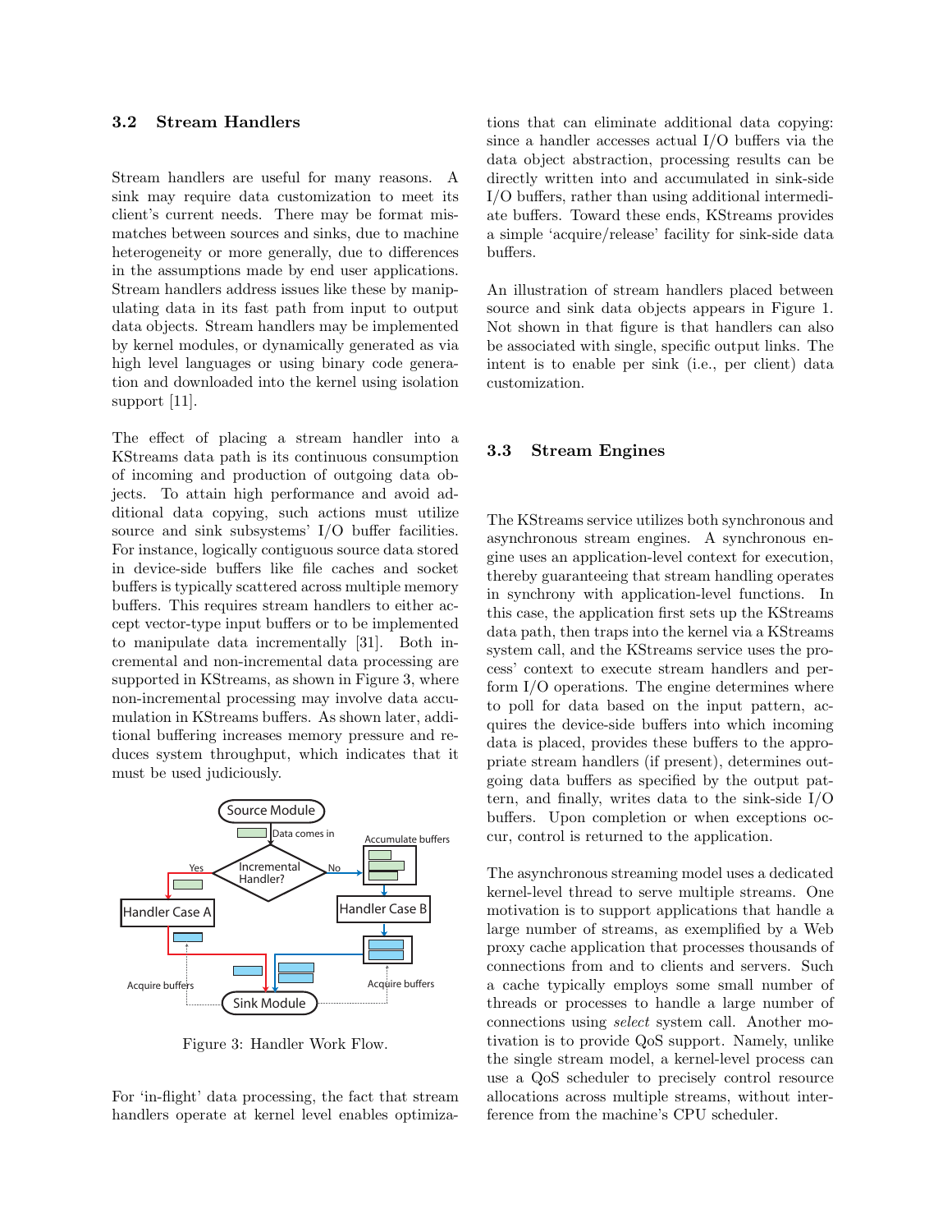### 3.2 Stream Handlers

Stream handlers are useful for many reasons. A sink may require data customization to meet its client's current needs. There may be format mismatches between sources and sinks, due to machine heterogeneity or more generally, due to differences in the assumptions made by end user applications. Stream handlers address issues like these by manipulating data in its fast path from input to output data objects. Stream handlers may be implemented by kernel modules, or dynamically generated as via high level languages or using binary code generation and downloaded into the kernel using isolation support [11].

The effect of placing a stream handler into a KStreams data path is its continuous consumption of incoming and production of outgoing data objects. To attain high performance and avoid additional data copying, such actions must utilize source and sink subsystems' I/O buffer facilities. For instance, logically contiguous source data stored in device-side buffers like file caches and socket buffers is typically scattered across multiple memory buffers. This requires stream handlers to either accept vector-type input buffers or to be implemented to manipulate data incrementally [31]. Both incremental and non-incremental data processing are supported in KStreams, as shown in Figure 3, where non-incremental processing may involve data accumulation in KStreams buffers. As shown later, additional buffering increases memory pressure and reduces system throughput, which indicates that it must be used judiciously.

Figure 3: Handler Work Flow.

For 'in-flight' data processing, the fact that stream handlers operate at kernel level enables optimizations that can eliminate additional data copying: since a handler accesses actual I/O buffers via the data object abstraction, processing results can be directly written into and accumulated in sink-side I/O buffers, rather than using additional intermediate buffers. Toward these ends, KStreams provides a simple 'acquire/release' facility for sink-side data buffers.

An illustration of stream handlers placed between source and sink data objects appears in Figure 1. Not shown in that figure is that handlers can also be associated with single, specific output links. The intent is to enable per sink (i.e., per client) data customization.

### 3.3 Stream Engines

The KStreams service utilizes both synchronous and asynchronous stream engines. A synchronous engine uses an application-level context for execution, thereby guaranteeing that stream handling operates in synchrony with application-level functions. In this case, the application first sets up the KStreams data path, then traps into the kernel via a KStreams system call, and the KStreams service uses the process' context to execute stream handlers and perform I/O operations. The engine determines where to poll for data based on the input pattern, acquires the device-side buffers into which incoming data is placed, provides these buffers to the appropriate stream handlers (if present), determines outgoing data buffers as specified by the output pattern, and finally, writes data to the sink-side I/O buffers. Upon completion or when exceptions occur, control is returned to the application.

The asynchronous streaming model uses a dedicated kernel-level thread to serve multiple streams. One motivation is to support applications that handle a large number of streams, as exemplified by a Web proxy cache application that processes thousands of connections from and to clients and servers. Such a cache typically employs some small number of threads or processes to handle a large number of connections using *select* system call. Another motivation is to provide QoS support. Namely, unlike the single stream model, a kernel-level process can use a QoS scheduler to precisely control resource allocations across multiple streams, without interference from the machine's CPU scheduler.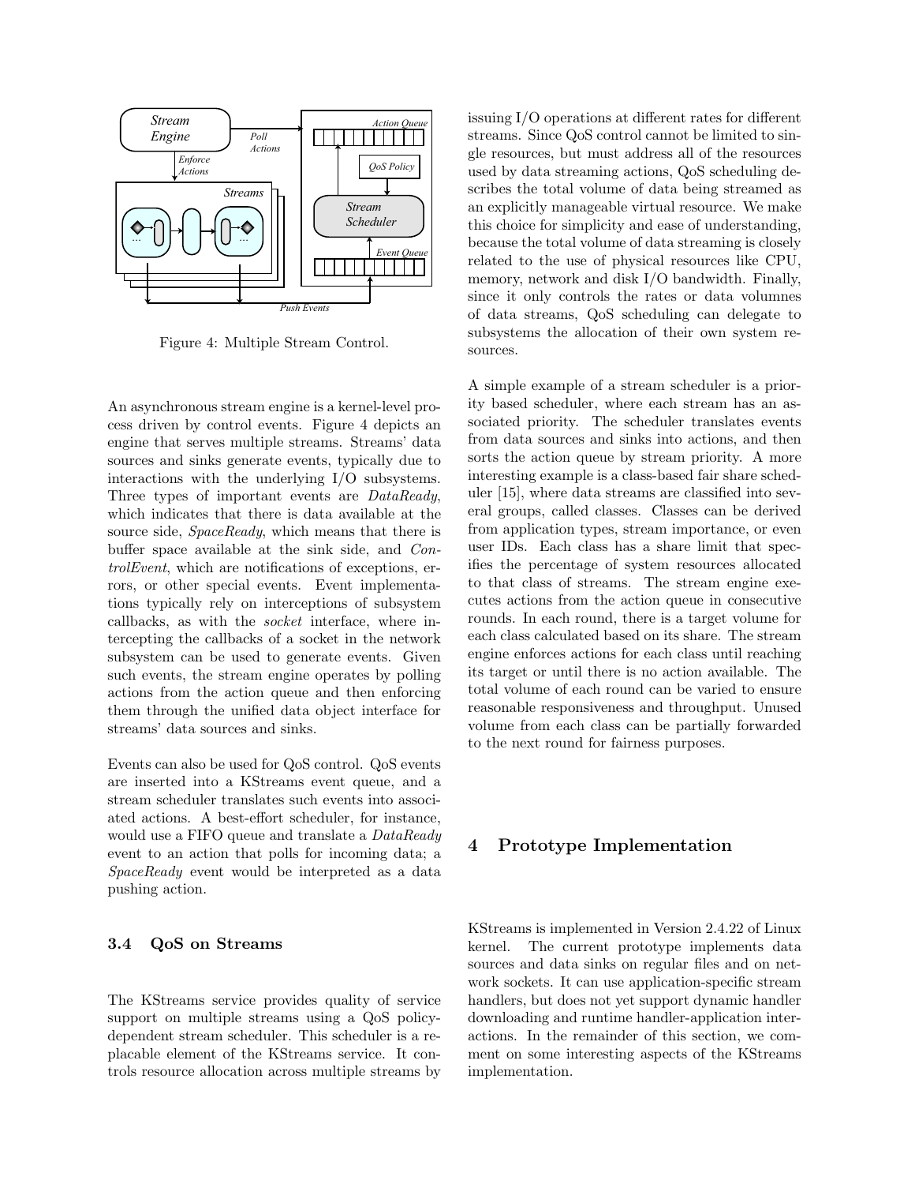Figure 4: Multiple Stream Control.

An asynchronous stream engine is a kernel-level process driven by control events. Figure 4 depicts an engine that serves multiple streams. Streams' data sources and sinks generate events, typically due to interactions with the underlying I/O subsystems. Three types of important events are *DataReady*, which indicates that there is data available at the source side, *SpaceReady*, which means that there is buffer space available at the sink side, and *ControlEvent*, which are notifications of exceptions, errors, or other special events. Event implementations typically rely on interceptions of subsystem callbacks, as with the *socket* interface, where intercepting the callbacks of a socket in the network subsystem can be used to generate events. Given such events, the stream engine operates by polling actions from the action queue and then enforcing them through the unified data object interface for streams' data sources and sinks.

Events can also be used for QoS control. QoS events are inserted into a KStreams event queue, and a stream scheduler translates such events into associated actions. A best-effort scheduler, for instance, would use a FIFO queue and translate a *DataReady* event to an action that polls for incoming data; a *SpaceReady* event would be interpreted as a data pushing action.

### 3.4 QoS on Streams

The KStreams service provides quality of service support on multiple streams using a QoS policy-dependent stream scheduler. This scheduler is a replacable element of the KStreams service. It controls resource allocation across multiple streams by issuing I/O operations at different rates for different streams. Since QoS control cannot be limited to single resources, but must address all of the resources used by data streaming actions, QoS scheduling describes the total volume of data being streamed as an explicitly manageable virtual resource. We make this choice for simplicity and ease of understanding, because the total volume of data streaming is closely related to the use of physical resources like CPU, memory, network and disk I/O bandwidth. Finally, since it only controls the rates or data volumnes of data streams, QoS scheduling can delegate to subsystems the allocation of their own system resources.

A simple example of a stream scheduler is a priority based scheduler, where each stream has an associated priority. The scheduler translates events from data sources and sinks into actions, and then sorts the action queue by stream priority. A more interesting example is a class-based fair share scheduler [15], where data streams are classified into several groups, called classes. Classes can be derived from application types, stream importance, or even user IDs. Each class has a share limit that specifies the percentage of system resources allocated to that class of streams. The stream engine executes actions from the action queue in consecutive rounds. In each round, there is a target volume for each class calculated based on its share. The stream engine enforces actions for each class until reaching its target or until there is no action available. The total volume of each round can be varied to ensure reasonable responsiveness and throughput. Unused volume from each class can be partially forwarded to the next round for fairness purposes.

## 4 Prototype Implementation

KStreams is implemented in Version 2.4.22 of Linux kernel. The current prototype implements data sources and data sinks on regular files and on network sockets. It can use application-specific stream handlers, but does not yet support dynamic handler downloading and runtime handler-application interactions. In the remainder of this section, we comment on some interesting aspects of the KStreams implementation.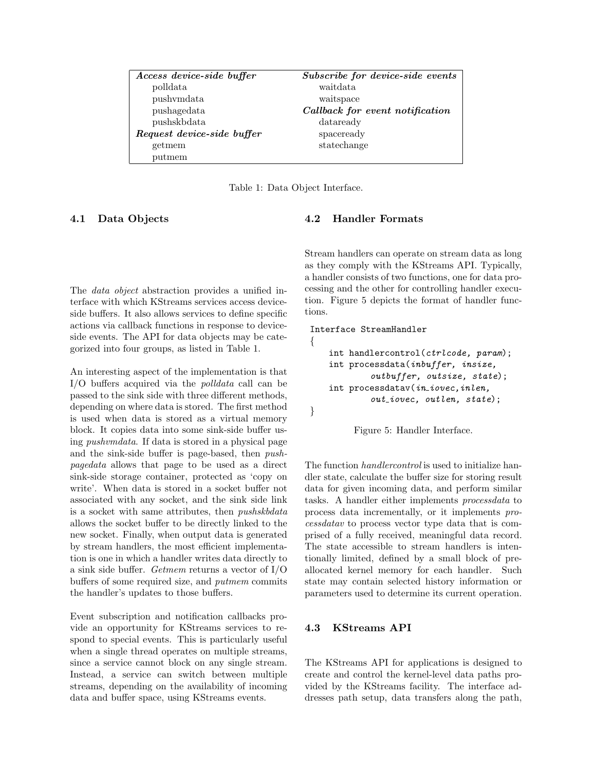| *Access device-side buffer* | *Subscribe for device-side events* |
|---|---|
| polldata | waitdata |
| pushvmdata | waitspace |
| pushagedata | ***Callback for event notification*** |
| pushskbdata | dataready |
| ***Request device-side buffer*** | spaceready |
| getmem | statechange |
| putmem | |

Table 1: Data Object Interface.

### 4.1 Data Objects

The *data object* abstraction provides a unified interface with which KStreams services access device-side buffers. It also allows services to define specific actions via callback functions in response to device-side events. The API for data objects may be categorized into four groups, as listed in Table 1.

An interesting aspect of the implementation is that I/O buffers acquired via the *polldata* call can be passed to the sink side with three different methods, depending on where data is stored. The first method is used when data is stored as a virtual memory block. It copies data into some sink-side buffer using *pushvmdata*. If data is stored in a physical page and the sink-side buffer is page-based, then *pushpagedata* allows that page to be used as a direct sink-side storage container, protected as 'copy on write'. When data is stored in a socket buffer not associated with any socket, and the sink side link is a socket with same attributes, then *pushskbdata* allows the socket buffer to be directly linked to the new socket. Finally, when output data is generated by stream handlers, the most efficient implementation is one in which a handler writes data directly to a sink side buffer. *Getmem* returns a vector of I/O buffers of some required size, and *putmem* commits the handler's updates to those buffers.

Event subscription and notification callbacks provide an opportunity for KStreams services to respond to special events. This is particularly useful when a single thread operates on multiple streams, since a service cannot block on any single stream. Instead, a service can switch between multiple streams, depending on the availability of incoming data and buffer space, using KStreams events.

### 4.2 Handler Formats

Stream handlers can operate on stream data as long as they comply with the KStreams API. Typically, a handler consists of two functions, one for data processing and the other for controlling handler execution. Figure 5 depicts the format of handler functions.

```
Interface StreamHandler
{
    int handlercontrol(ctrlcode, param);
    int processdata(inbuffer, insize,
            outbuffer, outsize, state);
    int processdatav(in_iovec,inlen,
            out_iovec, outlen, state);
}
```

Figure 5: Handler Interface.

The function *handlercontrol* is used to initialize handler state, calculate the buffer size for storing result data for given incoming data, and perform similar tasks. A handler either implements *processdata* to process data incrementally, or it implements *processdatav* to process vector type data that is comprised of a fully received, meaningful data record. The state accessible to stream handlers is intentionally limited, defined by a small block of preallocated kernel memory for each handler. Such state may contain selected history information or parameters used to determine its current operation.

### 4.3 KStreams API

The KStreams API for applications is designed to create and control the kernel-level data paths provided by the KStreams facility. The interface addresses path setup, data transfers along the path,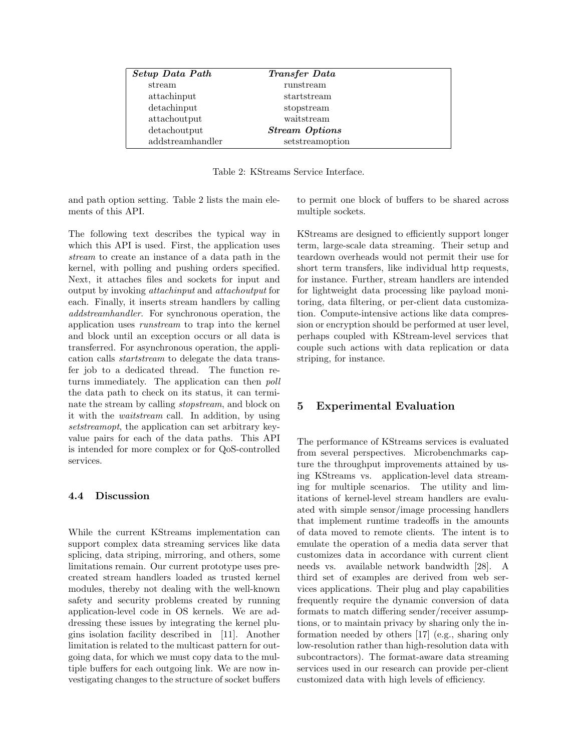| *Setup Data Path* | *Transfer Data* |
|---|---|
| stream | runstream |
| attachinput | startstream |
| detachinput | stopstream |
| attachoutput | waitstream |
| detachoutput | ***Stream Options*** |
| addstreamhandler | setstreamoption |

Table 2: KStreams Service Interface.

and path option setting. Table 2 lists the main elements of this API.

The following text describes the typical way in which this API is used. First, the application uses *stream* to create an instance of a data path in the kernel, with polling and pushing orders specified. Next, it attaches files and sockets for input and output by invoking *attachinput* and *attachoutput* for each. Finally, it inserts stream handlers by calling *addstreamhandler*. For synchronous operation, the application uses *runstream* to trap into the kernel and block until an exception occurs or all data is transferred. For asynchronous operation, the application calls *startstream* to delegate the data transfer job to a dedicated thread. The function returns immediately. The application can then *poll* the data path to check on its status, it can terminate the stream by calling *stopstream*, and block on it with the *waitstream* call. In addition, by using *setstreamopt*, the application can set arbitrary key-value pairs for each of the data paths. This API is intended for more complex or for QoS-controlled services.

### 4.4 Discussion

While the current KStreams implementation can support complex data streaming services like data splicing, data striping, mirroring, and others, some limitations remain. Our current prototype uses precreated stream handlers loaded as trusted kernel modules, thereby not dealing with the well-known safety and security problems created by running application-level code in OS kernels. We are addressing these issues by integrating the kernel plugins isolation facility described in [11]. Another limitation is related to the multicast pattern for outgoing data, for which we must copy data to the multiple buffers for each outgoing link. We are now investigating changes to the structure of socket buffers to permit one block of buffers to be shared across multiple sockets.

KStreams are designed to efficiently support longer term, large-scale data streaming. Their setup and teardown overheads would not permit their use for short term transfers, like individual http requests, for instance. Further, stream handlers are intended for lightweight data processing like payload monitoring, data filtering, or per-client data customization. Compute-intensive actions like data compression or encryption should be performed at user level, perhaps coupled with KStream-level services that couple such actions with data replication or data striping, for instance.

## 5 Experimental Evaluation

The performance of KStreams services is evaluated from several perspectives. Microbenchmarks capture the throughput improvements attained by using KStreams vs. application-level data streaming for multiple scenarios. The utility and limitations of kernel-level stream handlers are evaluated with simple sensor/image processing handlers that implement runtime tradeoffs in the amounts of data moved to remote clients. The intent is to emulate the operation of a media data server that customizes data in accordance with current client needs vs. available network bandwidth [28]. A third set of examples are derived from web services applications. Their plug and play capabilities frequently require the dynamic conversion of data formats to match differing sender/receiver assumptions, or to maintain privacy by sharing only the information needed by others [17] (e.g., sharing only low-resolution rather than high-resolution data with subcontractors). The format-aware data streaming services used in our research can provide per-client customized data with high levels of efficiency.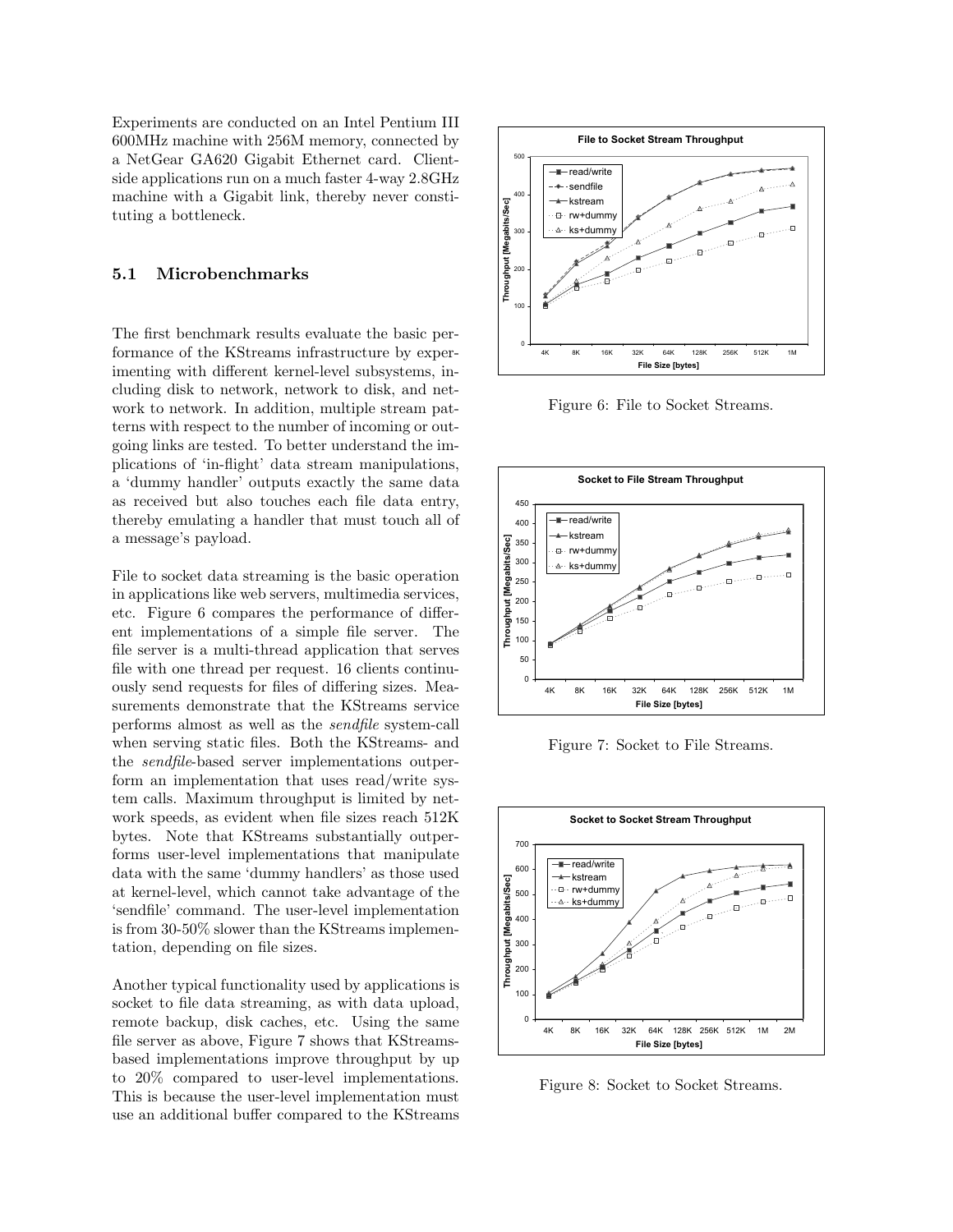Experiments are conducted on an Intel Pentium III 600MHz machine with 256M memory, connected by a NetGear GA620 Gigabit Ethernet card. Client-side applications run on a much faster 4-way 2.8GHz machine with a Gigabit link, thereby never constituting a bottleneck.

### 5.1 Microbenchmarks

The first benchmark results evaluate the basic performance of the KStreams infrastructure by experimenting with different kernel-level subsystems, including disk to network, network to disk, and network to network. In addition, multiple stream patterns with respect to the number of incoming or outgoing links are tested. To better understand the implications of 'in-flight' data stream manipulations, a 'dummy handler' outputs exactly the same data as received but also touches each file data entry, thereby emulating a handler that must touch all of a message's payload.

File to socket data streaming is the basic operation in applications like web servers, multimedia services, etc. Figure 6 compares the performance of different implementations of a simple file server. The file server is a multi-thread application that serves file with one thread per request. 16 clients continuously send requests for files of differing sizes. Measurements demonstrate that the KStreams service performs almost as well as the *sendfile* system-call when serving static files. Both the KStreams- and the *sendfile*-based server implementations outperform an implementation that uses read/write system calls. Maximum throughput is limited by network speeds, as evident when file sizes reach 512K bytes. Note that KStreams substantially outperforms user-level implementations that manipulate data with the same 'dummy handlers' as those used at kernel-level, which cannot take advantage of the 'sendfile' command. The user-level implementation is from 30-50% slower than the KStreams implementation, depending on file sizes.

Another typical functionality used by applications is socket to file data streaming, as with data upload, remote backup, disk caches, etc. Using the same file server as above, Figure 7 shows that KStreams-based implementations improve throughput by up to 20% compared to user-level implementations. This is because the user-level implementation must use an additional buffer compared to the KStreams

Figure 6: File to Socket Streams.

Figure 7: Socket to File Streams.

Figure 8: Socket to Socket Streams.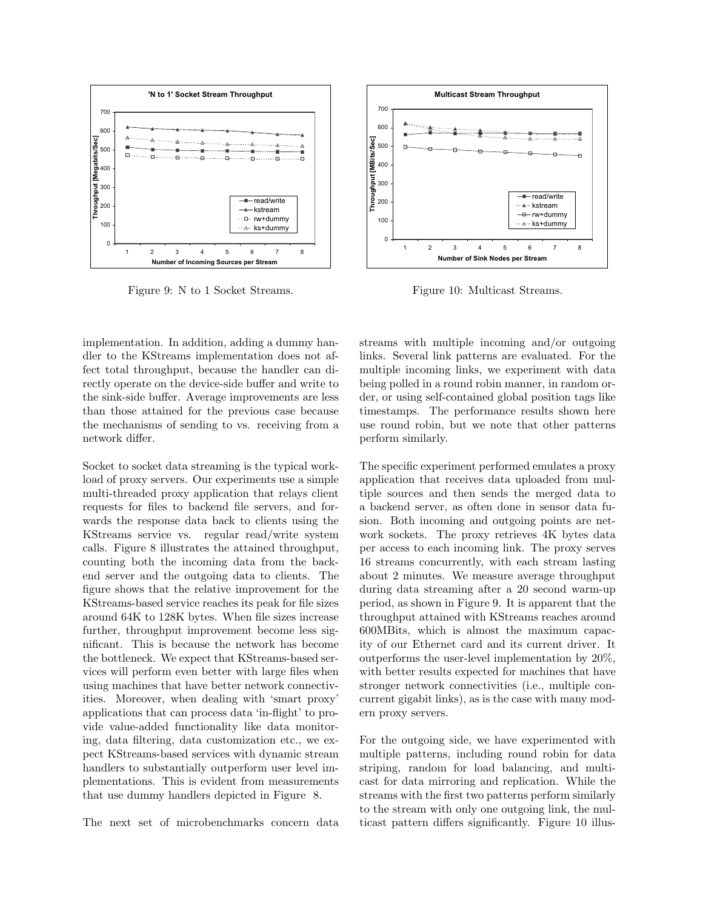Figure 9: N to 1 Socket Streams.

Figure 10: Multicast Streams.

implementation. In addition, adding a dummy handler to the KStreams implementation does not affect total throughput, because the handler can directly operate on the device-side buffer and write to the sink-side buffer. Average improvements are less than those attained for the previous case because the mechanisms of sending to vs. receiving from a network differ.

Socket to socket data streaming is the typical workload of proxy servers. Our experiments use a simple multi-threaded proxy application that relays client requests for files to backend file servers, and forwards the response data back to clients using the KStreams service vs. regular read/write system calls. Figure 8 illustrates the attained throughput, counting both the incoming data from the backend server and the outgoing data to clients. The figure shows that the relative improvement for the KStreams-based service reaches its peak for file sizes around 64K to 128K bytes. When file sizes increase further, throughput improvement become less significant. This is because the network has become the bottleneck. We expect that KStreams-based services will perform even better with large files when using machines that have better network connectivities. Moreover, when dealing with 'smart proxy' applications that can process data 'in-flight' to provide value-added functionality like data monitoring, data filtering, data customization etc., we expect KStreams-based services with dynamic stream handlers to substantially outperform user level implementations. This is evident from measurements that use dummy handlers depicted in Figure 8.

The next set of microbenchmarks concern data streams with multiple incoming and/or outgoing links. Several link patterns are evaluated. For the multiple incoming links, we experiment with data being polled in a round robin manner, in random order, or using self-contained global position tags like timestamps. The performance results shown here use round robin, but we note that other patterns perform similarly.

The specific experiment performed emulates a proxy application that receives data uploaded from multiple sources and then sends the merged data to a backend server, as often done in sensor data fusion. Both incoming and outgoing points are network sockets. The proxy retrieves 4K bytes data per access to each incoming link. The proxy serves 16 streams concurrently, with each stream lasting about 2 minutes. We measure average throughput during data streaming after a 20 second warm-up period, as shown in Figure 9. It is apparent that the throughput attained with KStreams reaches around 600MBits, which is almost the maximum capacity of our Ethernet card and its current driver. It outperforms the user-level implementation by 20%, with better results expected for machines that have stronger network connectivities (i.e., multiple concurrent gigabit links), as is the case with many modern proxy servers.

For the outgoing side, we have experimented with multiple patterns, including round robin for data striping, random for load balancing, and multicast for data mirroring and replication. While the streams with the first two patterns perform similarly to the stream with only one outgoing link, the multicast pattern differs significantly. Figure 10 illus-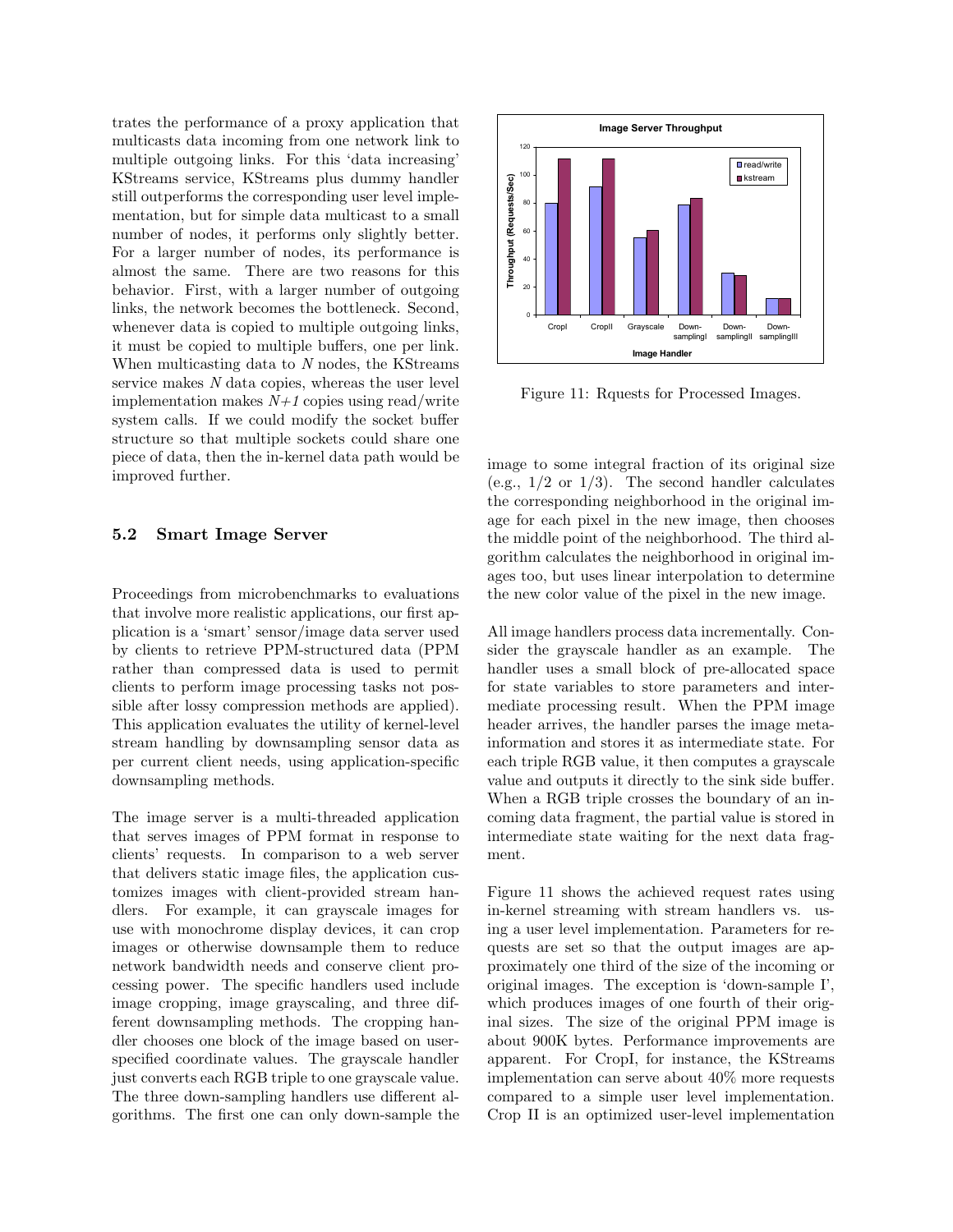trates the performance of a proxy application that multicasts data incoming from one network link to multiple outgoing links. For this 'data increasing' KStreams service, KStreams plus dummy handler still outperforms the corresponding user level implementation, but for simple data multicast to a small number of nodes, it performs only slightly better. For a larger number of nodes, its performance is almost the same. There are two reasons for this behavior. First, with a larger number of outgoing links, the network becomes the bottleneck. Second, whenever data is copied to multiple outgoing links, it must be copied to multiple buffers, one per link. When multicasting data to $N$ nodes, the KStreams service makes $N$ data copies, whereas the user level implementation makes $N+1$ copies using read/write system calls. If we could modify the socket buffer structure so that multiple sockets could share one piece of data, then the in-kernel data path would be improved further.

### 5.2 Smart Image Server

Proceedings from microbenchmarks to evaluations that involve more realistic applications, our first application is a 'smart' sensor/image data server used by clients to retrieve PPM-structured data (PPM rather than compressed data is used to permit clients to perform image processing tasks not possible after lossy compression methods are applied). This application evaluates the utility of kernel-level stream handling by downsampling sensor data as per current client needs, using application-specific downsampling methods.

The image server is a multi-threaded application that serves images of PPM format in response to clients' requests. In comparison to a web server that delivers static image files, the application customizes images with client-provided stream handlers. For example, it can grayscale images for use with monochrome display devices, it can crop images or otherwise downsample them to reduce network bandwidth needs and conserve client processing power. The specific handlers used include image cropping, image grayscaling, and three different downsampling methods. The cropping handler chooses one block of the image based on user-specified coordinate values. The grayscale handler just converts each RGB triple to one grayscale value. The three down-sampling handlers use different algorithms. The first one can only down-sample the image to some integral fraction of its original size (e.g., 1/2 or 1/3). The second handler calculates the corresponding neighborhood in the original image for each pixel in the new image, then chooses the middle point of the neighborhood. The third algorithm calculates the neighborhood in original images too, but uses linear interpolation to determine the new color value of the pixel in the new image.

Image Server Throughput

| Image Handler | read/write | kstream |
|---|---|---|
| CropI | 80 | 111 |
| CropII | 91 | 111 |
| Grayscale | 55 | 60 |
| Down-samplingI | 79 | 83 |
| Down-samplingII | 30 | 28 |
| Down-samplingIII | 12 | 12 |

Figure 11: Rquests for Processed Images.

All image handlers process data incrementally. Consider the grayscale handler as an example. The handler uses a small block of pre-allocated space for state variables to store parameters and intermediate processing result. When the PPM image header arrives, the handler parses the image meta-information and stores it as intermediate state. For each triple RGB value, it then computes a grayscale value and outputs it directly to the sink side buffer. When a RGB triple crosses the boundary of an incoming data fragment, the partial value is stored in intermediate state waiting for the next data fragment.

Figure 11 shows the achieved request rates using in-kernel streaming with stream handlers vs. using a user level implementation. Parameters for requests are set so that the output images are approximately one third of the size of the incoming or original images. The exception is 'down-sample I', which produces images of one fourth of their original sizes. The size of the original PPM image is about 900K bytes. Performance improvements are apparent. For CropI, for instance, the KStreams implementation can serve about 40% more requests compared to a simple user level implementation. Crop II is an optimized user-level implementation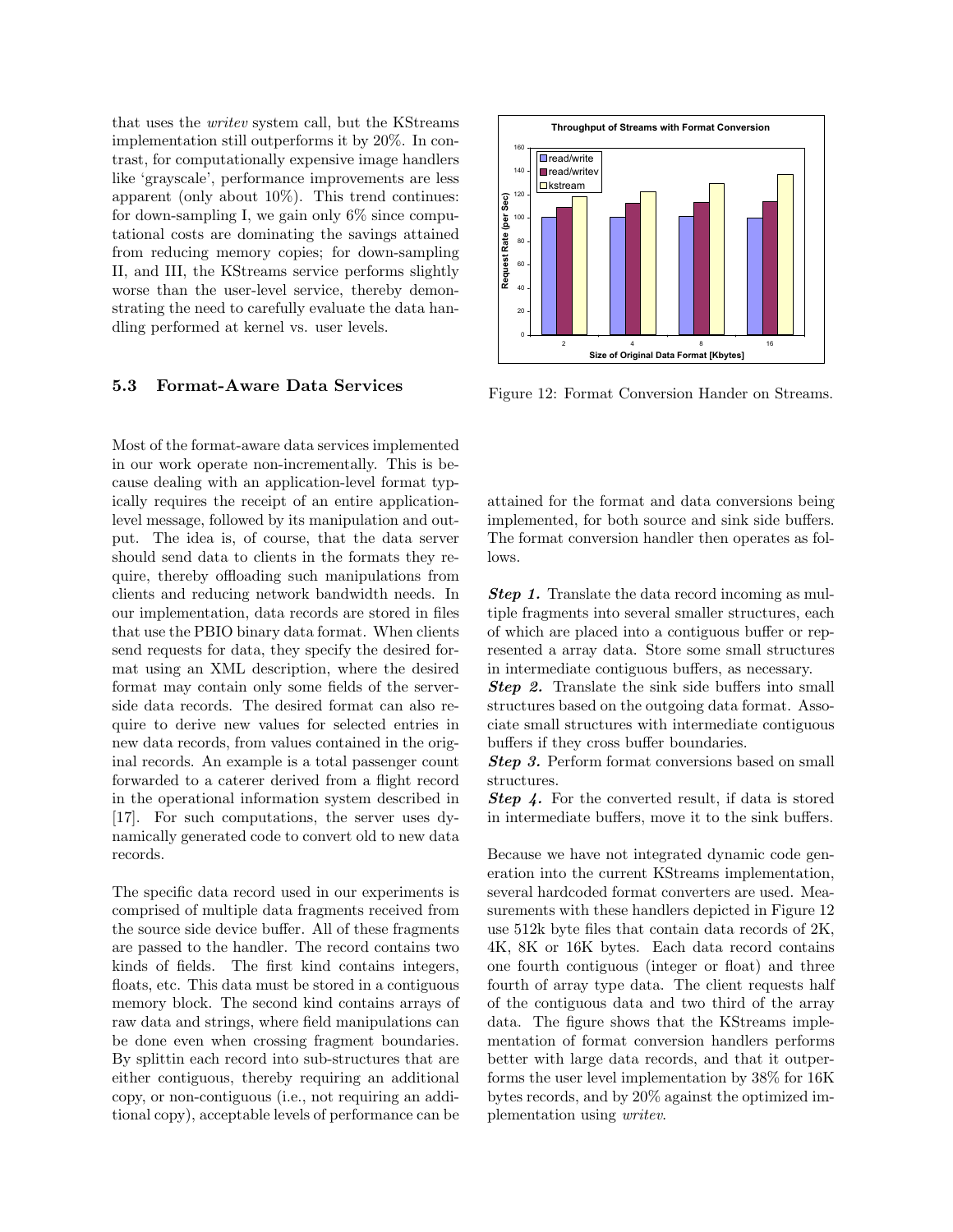that uses the *writev* system call, but the KStreams implementation still outperforms it by 20%. In contrast, for computationally expensive image handlers like 'grayscale', performance improvements are less apparent (only about 10%). This trend continues: for down-sampling I, we gain only 6% since computational costs are dominating the savings attained from reducing memory copies; for down-sampling II, and III, the KStreams service performs slightly worse than the user-level service, thereby demonstrating the need to carefully evaluate the data handling performed at kernel vs. user levels.

### 5.3 Format-Aware Data Services

Most of the format-aware data services implemented in our work operate non-incrementally. This is because dealing with an application-level format typically requires the receipt of an entire application-level message, followed by its manipulation and output. The idea is, of course, that the data server should send data to clients in the formats they require, thereby offloading such manipulations from clients and reducing network bandwidth needs. In our implementation, data records are stored in files that use the PBIO binary data format. When clients send requests for data, they specify the desired format using an XML description, where the desired format may contain only some fields of the server-side data records. The desired format can also require to derive new values for selected entries in new data records, from values contained in the original records. An example is a total passenger count forwarded to a caterer derived from a flight record in the operational information system described in [17]. For such computations, the server uses dynamically generated code to convert old to new data records.

The specific data record used in our experiments is comprised of multiple data fragments received from the source side device buffer. All of these fragments are passed to the handler. The record contains two kinds of fields. The first kind contains integers, floats, etc. This data must be stored in a contiguous memory block. The second kind contains arrays of raw data and strings, where field manipulations can be done even when crossing fragment boundaries. By splittin each record into sub-structures that are either contiguous, thereby requiring an additional copy, or non-contiguous (i.e., not requiring an additional copy), acceptable levels of performance can be attained for the format and data conversions being implemented, for both source and sink side buffers. The format conversion handler then operates as follows.

***Step 1.*** Translate the data record incoming as multiple fragments into several smaller structures, each of which are placed into a contiguous buffer or represented a array data. Store some small structures in intermediate contiguous buffers, as necessary.
***Step 2.*** Translate the sink side buffers into small structures based on the outgoing data format. Associate small structures with intermediate contiguous buffers if they cross buffer boundaries.
***Step 3.*** Perform format conversions based on small structures.
***Step 4.*** For the converted result, if data is stored in intermediate buffers, move it to the sink buffers.

Because we have not integrated dynamic code generation into the current KStreams implementation, several hardcoded format converters are used. Measurements with these handlers depicted in Figure 12 use 512k byte files that contain data records of 2K, 4K, 8K or 16K bytes. Each data record contains one fourth contiguous (integer or float) and three fourth of array type data. The client requests half of the contiguous data and two third of the array data. The figure shows that the KStreams implementation of format conversion handlers performs better with large data records, and that it outperforms the user level implementation by 38% for 16K bytes records, and by 20% against the optimized implementation using *writev*.

Figure 12: Format Conversion Hander on Streams.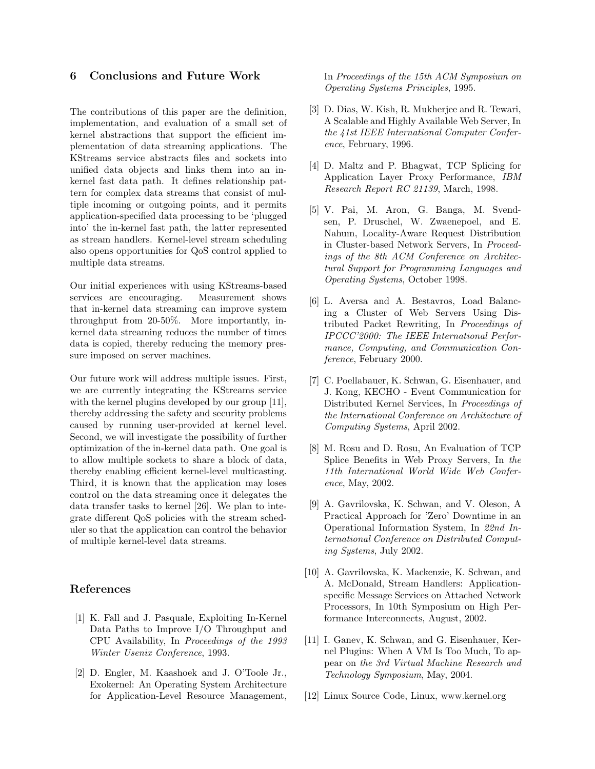## 6 Conclusions and Future Work

The contributions of this paper are the definition, implementation, and evaluation of a small set of kernel abstractions that support the efficient implementation of data streaming applications. The KStreams service abstracts files and sockets into unified data objects and links them into an in-kernel fast data path. It defines relationship pattern for complex data streams that consist of multiple incoming or outgoing points, and it permits application-specified data processing to be 'plugged into' the in-kernel fast path, the latter represented as stream handlers. Kernel-level stream scheduling also opens opportunities for QoS control applied to multiple data streams.

Our initial experiences with using KStreams-based services are encouraging. Measurement shows that in-kernel data streaming can improve system throughput from 20-50%. More importantly, in-kernel data streaming reduces the number of times data is copied, thereby reducing the memory pressure imposed on server machines.

Our future work will address multiple issues. First, we are currently integrating the KStreams service with the kernel plugins developed by our group [11], thereby addressing the safety and security problems caused by running user-provided at kernel level. Second, we will investigate the possibility of further optimization of the in-kernel data path. One goal is to allow multiple sockets to share a block of data, thereby enabling efficient kernel-level multicasting. Third, it is known that the application may loses control on the data streaming once it delegates the data transfer tasks to kernel [26]. We plan to integrate different QoS policies with the stream scheduler so that the application can control the behavior of multiple kernel-level data streams.

## References

[1] K. Fall and J. Pasquale, Exploiting In-Kernel Data Paths to Improve I/O Throughput and CPU Availability, In *Proceedings of the 1993 Winter Usenix Conference*, 1993.

[2] D. Engler, M. Kaashoek and J. O'Toole Jr., Exokernel: An Operating System Architecture for Application-Level Resource Management, In *Proceedings of the 15th ACM Symposium on Operating Systems Principles*, 1995.

[3] D. Dias, W. Kish, R. Mukherjee and R. Tewari, A Scalable and Highly Available Web Server, In *the 41st IEEE International Computer Conference*, February, 1996.

[4] D. Maltz and P. Bhagwat, TCP Splicing for Application Layer Proxy Performance, *IBM Research Report RC 21139*, March, 1998.

[5] V. Pai, M. Aron, G. Banga, M. Svendsen, P. Druschel, W. Zwaenepoel, and E. Nahum, Locality-Aware Request Distribution in Cluster-based Network Servers, In *Proceedings of the 8th ACM Conference on Architectural Support for Programming Languages and Operating Systems*, October 1998.

[6] L. Aversa and A. Bestavros, Load Balancing a Cluster of Web Servers Using Distributed Packet Rewriting, In *Proceedings of IPCCC'2000: The IEEE International Performance, Computing, and Communication Conference*, February 2000.

[7] C. Poellabauer, K. Schwan, G. Eisenhauer, and J. Kong, KECHO - Event Communication for Distributed Kernel Services, In *Proceedings of the International Conference on Architecture of Computing Systems*, April 2002.

[8] M. Rosu and D. Rosu, An Evaluation of TCP Splice Benefits in Web Proxy Servers, In *the 11th International World Wide Web Conference*, May, 2002.

[9] A. Gavrilovska, K. Schwan, and V. Oleson, A Practical Approach for 'Zero' Downtime in an Operational Information System, In *22nd International Conference on Distributed Computing Systems*, July 2002.

[10] A. Gavrilovska, K. Mackenzie, K. Schwan, and A. McDonald, Stream Handlers: Application-specific Message Services on Attached Network Processors, In 10th Symposium on High Performance Interconnects, August, 2002.

[11] I. Ganev, K. Schwan, and G. Eisenhauer, Kernel Plugins: When A VM Is Too Much, To appear on *the 3rd Virtual Machine Research and Technology Symposium*, May, 2004.

[12] Linux Source Code, Linux, www.kernel.org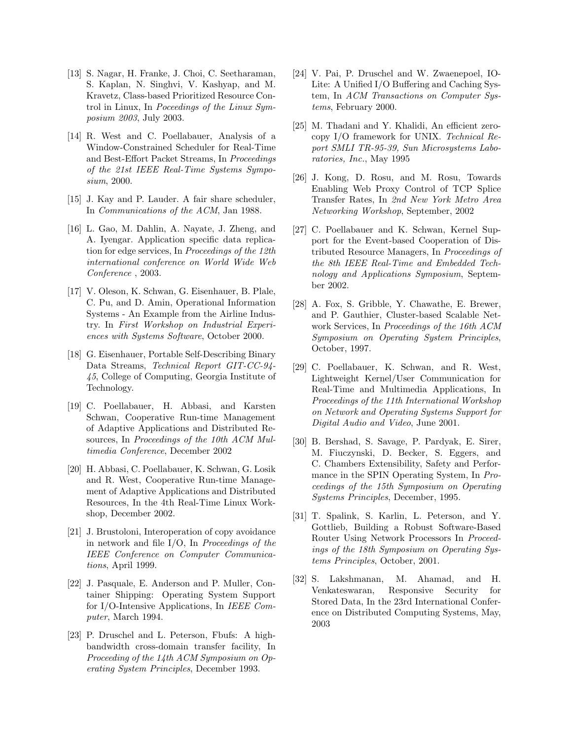[13] S. Nagar, H. Franke, J. Choi, C. Seetharaman, S. Kaplan, N. Singhvi, V. Kashyap, and M. Kravetz, Class-based Prioritized Resource Control in Linux, In *Poceedings of the Linux Symposium 2003*, July 2003.

[14] R. West and C. Poellabauer, Analysis of a Window-Constrained Scheduler for Real-Time and Best-Effort Packet Streams, In *Proceedings of the 21st IEEE Real-Time Systems Symposium*, 2000.

[15] J. Kay and P. Lauder. A fair share scheduler, In *Communications of the ACM*, Jan 1988.

[16] L. Gao, M. Dahlin, A. Nayate, J. Zheng, and A. Iyengar. Application specific data replication for edge services, In *Proceedings of the 12th international conference on World Wide Web Conference* , 2003.

[17] V. Oleson, K. Schwan, G. Eisenhauer, B. Plale, C. Pu, and D. Amin, Operational Information Systems - An Example from the Airline Industry. In *First Workshop on Industrial Experiences with Systems Software*, October 2000.

[18] G. Eisenhauer, Portable Self-Describing Binary Data Streams, *Technical Report GIT-CC-94-45*, College of Computing, Georgia Institute of Technology.

[19] C. Poellabauer, H. Abbasi, and Karsten Schwan, Cooperative Run-time Management of Adaptive Applications and Distributed Resources, In *Proceedings of the 10th ACM Multimedia Conference*, December 2002

[20] H. Abbasi, C. Poellabauer, K. Schwan, G. Losik and R. West, Cooperative Run-time Management of Adaptive Applications and Distributed Resources, In the 4th Real-Time Linux Workshop, December 2002.

[21] J. Brustoloni, Interoperation of copy avoidance in network and file I/O, In *Proceedings of the IEEE Conference on Computer Communications*, April 1999.

[22] J. Pasquale, E. Anderson and P. Muller, Container Shipping: Operating System Support for I/O-Intensive Applications, In *IEEE Computer*, March 1994.

[23] P. Druschel and L. Peterson, Fbufs: A high-bandwidth cross-domain transfer facility, In *Proceeding of the 14th ACM Symposium on Operating System Principles*, December 1993.

[24] V. Pai, P. Druschel and W. Zwaenepoel, IO-Lite: A Unified I/O Buffering and Caching System, In *ACM Transactions on Computer Systems*, February 2000.

[25] M. Thadani and Y. Khalidi, An efficient zero-copy I/O framework for UNIX. *Technical Report SMLI TR-95-39, Sun Microsystems Laboratories, Inc.*, May 1995

[26] J. Kong, D. Rosu, and M. Rosu, Towards Enabling Web Proxy Control of TCP Splice Transfer Rates, In *2nd New York Metro Area Networking Workshop*, September, 2002

[27] C. Poellabauer and K. Schwan, Kernel Support for the Event-based Cooperation of Distributed Resource Managers, In *Proceedings of the 8th IEEE Real-Time and Embedded Technology and Applications Symposium*, September 2002.

[28] A. Fox, S. Gribble, Y. Chawathe, E. Brewer, and P. Gauthier, Cluster-based Scalable Network Services, In *Proceedings of the 16th ACM Symposium on Operating System Principles*, October, 1997.

[29] C. Poellabauer, K. Schwan, and R. West, Lightweight Kernel/User Communication for Real-Time and Multimedia Applications, In *Proceedings of the 11th International Workshop on Network and Operating Systems Support for Digital Audio and Video*, June 2001.

[30] B. Bershad, S. Savage, P. Pardyak, E. Sirer, M. Fiuczynski, D. Becker, S. Eggers, and C. Chambers Extensibility, Safety and Performance in the SPIN Operating System, In *Proceedings of the 15th Symposium on Operating Systems Principles*, December, 1995.

[31] T. Spalink, S. Karlin, L. Peterson, and Y. Gottlieb, Building a Robust Software-Based Router Using Network Processors In *Proceedings of the 18th Symposium on Operating Systems Principles*, October, 2001.

[32] S. Lakshmanan, M. Ahamad, and H. Venkateswaran, Responsive Security for Stored Data, In the 23rd International Conference on Distributed Computing Systems, May, 2003